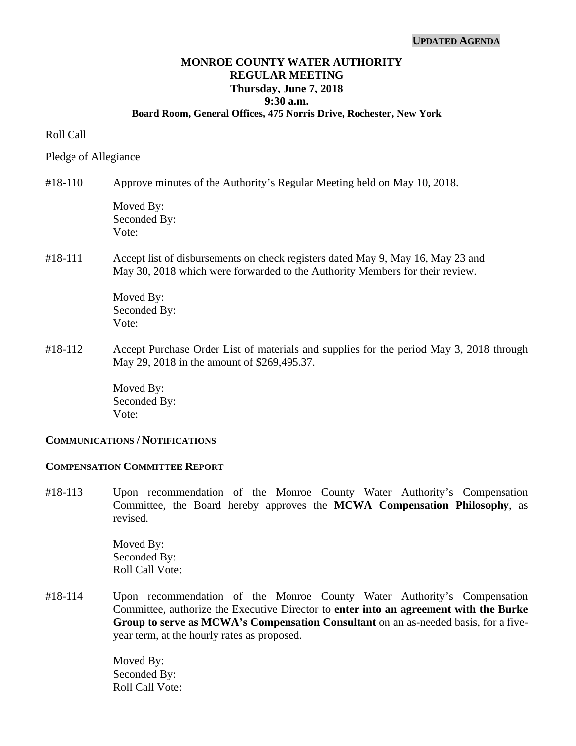**UPDATED AGENDA**

# MONROE COUNTY WATER AUTHORITY
## REGULAR MEETING
### Thursday, June 7, 2018
### 9:30 a.m.
### Board Room, General Offices, 475 Norris Drive, Rochester, New York

Roll Call

Pledge of Allegiance

#18-110 Approve minutes of the Authority's Regular Meeting held on May 10, 2018.

Moved By:
Seconded By:
Vote:

#18-111 Accept list of disbursements on check registers dated May 9, May 16, May 23 and May 30, 2018 which were forwarded to the Authority Members for their review.

Moved By:
Seconded By:
Vote:

#18-112 Accept Purchase Order List of materials and supplies for the period May 3, 2018 through May 29, 2018 in the amount of $269,495.37.

Moved By:
Seconded By:
Vote:

**COMMUNICATIONS / NOTIFICATIONS**

**COMPENSATION COMMITTEE REPORT**

#18-113 Upon recommendation of the Monroe County Water Authority's Compensation Committee, the Board hereby approves the **MCWA Compensation Philosophy**, as revised.

Moved By:
Seconded By:
Roll Call Vote:

#18-114 Upon recommendation of the Monroe County Water Authority's Compensation Committee, authorize the Executive Director to **enter into an agreement with the Burke Group to serve as MCWA's Compensation Consultant** on an as-needed basis, for a five-year term, at the hourly rates as proposed.

Moved By:
Seconded By:
Roll Call Vote: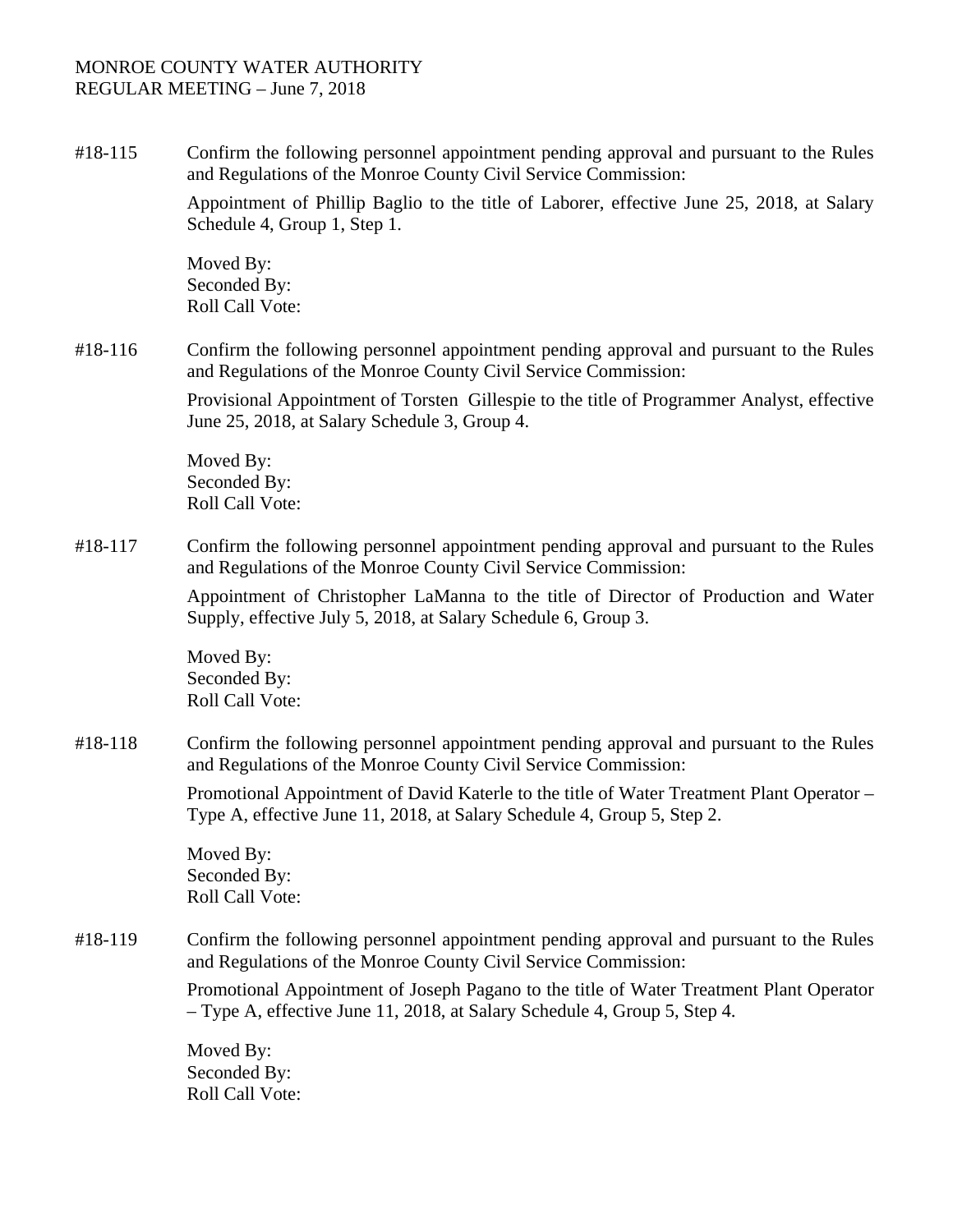MONROE COUNTY WATER AUTHORITY
REGULAR MEETING – June 7, 2018

#18-115 Confirm the following personnel appointment pending approval and pursuant to the Rules and Regulations of the Monroe County Civil Service Commission:

Appointment of Phillip Baglio to the title of Laborer, effective June 25, 2018, at Salary Schedule 4, Group 1, Step 1.

Moved By:
Seconded By:
Roll Call Vote:

#18-116 Confirm the following personnel appointment pending approval and pursuant to the Rules and Regulations of the Monroe County Civil Service Commission:

Provisional Appointment of Torsten Gillespie to the title of Programmer Analyst, effective June 25, 2018, at Salary Schedule 3, Group 4.

Moved By:
Seconded By:
Roll Call Vote:

#18-117 Confirm the following personnel appointment pending approval and pursuant to the Rules and Regulations of the Monroe County Civil Service Commission:

Appointment of Christopher LaManna to the title of Director of Production and Water Supply, effective July 5, 2018, at Salary Schedule 6, Group 3.

Moved By:
Seconded By:
Roll Call Vote:

#18-118 Confirm the following personnel appointment pending approval and pursuant to the Rules and Regulations of the Monroe County Civil Service Commission:

Promotional Appointment of David Katerle to the title of Water Treatment Plant Operator – Type A, effective June 11, 2018, at Salary Schedule 4, Group 5, Step 2.

Moved By:
Seconded By:
Roll Call Vote:

#18-119 Confirm the following personnel appointment pending approval and pursuant to the Rules and Regulations of the Monroe County Civil Service Commission:

Promotional Appointment of Joseph Pagano to the title of Water Treatment Plant Operator – Type A, effective June 11, 2018, at Salary Schedule 4, Group 5, Step 4.

Moved By:
Seconded By:
Roll Call Vote: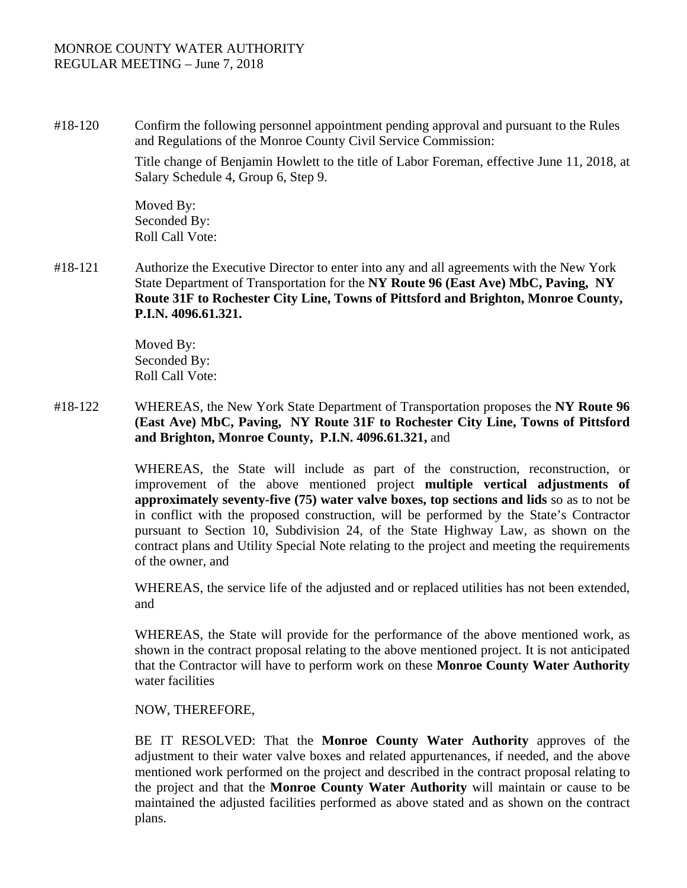MONROE COUNTY WATER AUTHORITY
REGULAR MEETING – June 7, 2018

#18-120 Confirm the following personnel appointment pending approval and pursuant to the Rules and Regulations of the Monroe County Civil Service Commission:

Title change of Benjamin Howlett to the title of Labor Foreman, effective June 11, 2018, at Salary Schedule 4, Group 6, Step 9.

Moved By:
Seconded By:
Roll Call Vote:

#18-121 Authorize the Executive Director to enter into any and all agreements with the New York State Department of Transportation for the **NY Route 96 (East Ave) MbC, Paving, NY Route 31F to Rochester City Line, Towns of Pittsford and Brighton, Monroe County, P.I.N. 4096.61.321.**

Moved By:
Seconded By:
Roll Call Vote:

#18-122 WHEREAS, the New York State Department of Transportation proposes the **NY Route 96 (East Ave) MbC, Paving, NY Route 31F to Rochester City Line, Towns of Pittsford and Brighton, Monroe County, P.I.N. 4096.61.321,** and

WHEREAS, the State will include as part of the construction, reconstruction, or improvement of the above mentioned project **multiple vertical adjustments of approximately seventy-five (75) water valve boxes, top sections and lids** so as to not be in conflict with the proposed construction, will be performed by the State's Contractor pursuant to Section 10, Subdivision 24, of the State Highway Law, as shown on the contract plans and Utility Special Note relating to the project and meeting the requirements of the owner, and

WHEREAS, the service life of the adjusted and or replaced utilities has not been extended, and

WHEREAS, the State will provide for the performance of the above mentioned work, as shown in the contract proposal relating to the above mentioned project. It is not anticipated that the Contractor will have to perform work on these **Monroe County Water Authority** water facilities

NOW, THEREFORE,

BE IT RESOLVED: That the **Monroe County Water Authority** approves of the adjustment to their water valve boxes and related appurtenances, if needed, and the above mentioned work performed on the project and described in the contract proposal relating to the project and that the **Monroe County Water Authority** will maintain or cause to be maintained the adjusted facilities performed as above stated and as shown on the contract plans.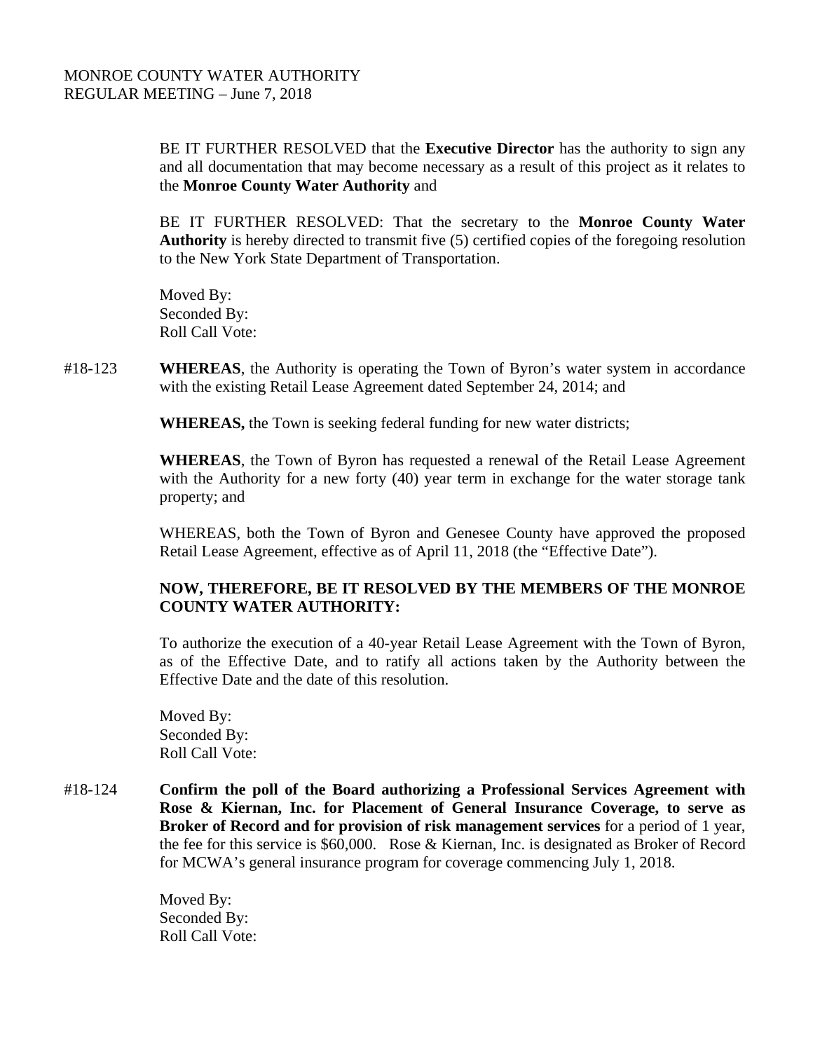BE IT FURTHER RESOLVED that the **Executive Director** has the authority to sign any and all documentation that may become necessary as a result of this project as it relates to the **Monroe County Water Authority** and

BE IT FURTHER RESOLVED: That the secretary to the **Monroe County Water Authority** is hereby directed to transmit five (5) certified copies of the foregoing resolution to the New York State Department of Transportation.

Moved By:
Seconded By:
Roll Call Vote:

#18-123 **WHEREAS**, the Authority is operating the Town of Byron's water system in accordance with the existing Retail Lease Agreement dated September 24, 2014; and

**WHEREAS,** the Town is seeking federal funding for new water districts;

**WHEREAS**, the Town of Byron has requested a renewal of the Retail Lease Agreement with the Authority for a new forty (40) year term in exchange for the water storage tank property; and

WHEREAS, both the Town of Byron and Genesee County have approved the proposed Retail Lease Agreement, effective as of April 11, 2018 (the "Effective Date").

**NOW, THEREFORE, BE IT RESOLVED BY THE MEMBERS OF THE MONROE COUNTY WATER AUTHORITY:**

To authorize the execution of a 40-year Retail Lease Agreement with the Town of Byron, as of the Effective Date, and to ratify all actions taken by the Authority between the Effective Date and the date of this resolution.

Moved By:
Seconded By:
Roll Call Vote:

#18-124 **Confirm the poll of the Board authorizing a Professional Services Agreement with Rose & Kiernan, Inc. for Placement of General Insurance Coverage, to serve as Broker of Record and for provision of risk management services** for a period of 1 year, the fee for this service is $60,000. Rose & Kiernan, Inc. is designated as Broker of Record for MCWA's general insurance program for coverage commencing July 1, 2018.

Moved By:
Seconded By:
Roll Call Vote: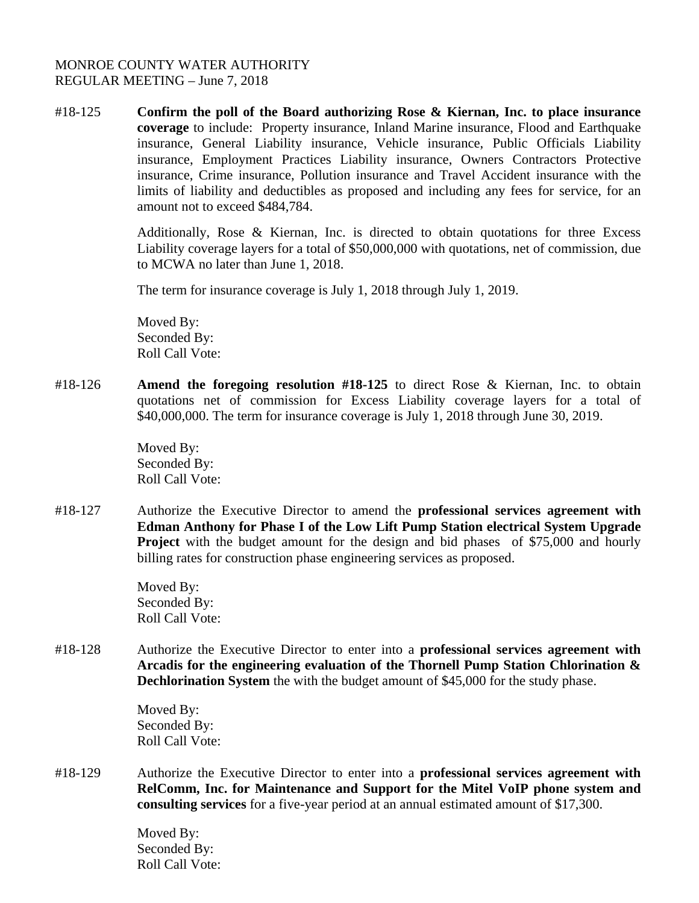MONROE COUNTY WATER AUTHORITY
REGULAR MEETING – June 7, 2018

#18-125 **Confirm the poll of the Board authorizing Rose & Kiernan, Inc. to place insurance coverage** to include: Property insurance, Inland Marine insurance, Flood and Earthquake insurance, General Liability insurance, Vehicle insurance, Public Officials Liability insurance, Employment Practices Liability insurance, Owners Contractors Protective insurance, Crime insurance, Pollution insurance and Travel Accident insurance with the limits of liability and deductibles as proposed and including any fees for service, for an amount not to exceed $484,784.

Additionally, Rose & Kiernan, Inc. is directed to obtain quotations for three Excess Liability coverage layers for a total of $50,000,000 with quotations, net of commission, due to MCWA no later than June 1, 2018.

The term for insurance coverage is July 1, 2018 through July 1, 2019.

Moved By:
Seconded By:
Roll Call Vote:

#18-126 **Amend the foregoing resolution #18-125** to direct Rose & Kiernan, Inc. to obtain quotations net of commission for Excess Liability coverage layers for a total of $40,000,000. The term for insurance coverage is July 1, 2018 through June 30, 2019.

Moved By:
Seconded By:
Roll Call Vote:

#18-127 Authorize the Executive Director to amend the **professional services agreement with Edman Anthony for Phase I of the Low Lift Pump Station electrical System Upgrade Project** with the budget amount for the design and bid phases of $75,000 and hourly billing rates for construction phase engineering services as proposed.

Moved By:
Seconded By:
Roll Call Vote:

#18-128 Authorize the Executive Director to enter into a **professional services agreement with Arcadis for the engineering evaluation of the Thornell Pump Station Chlorination & Dechlorination System** the with the budget amount of $45,000 for the study phase.

Moved By:
Seconded By:
Roll Call Vote:

#18-129 Authorize the Executive Director to enter into a **professional services agreement with RelComm, Inc. for Maintenance and Support for the Mitel VoIP phone system and consulting services** for a five-year period at an annual estimated amount of $17,300.

Moved By:
Seconded By:
Roll Call Vote: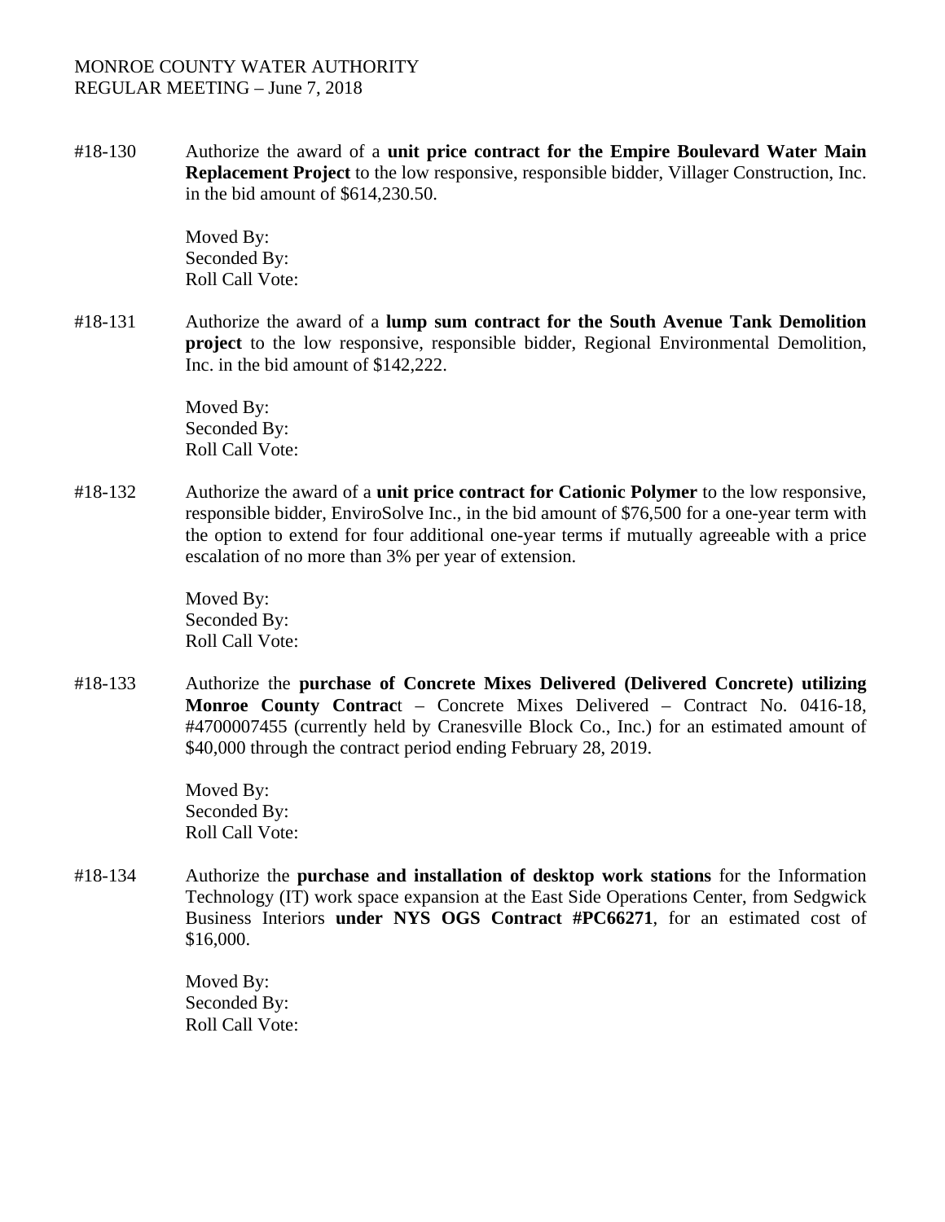MONROE COUNTY WATER AUTHORITY
REGULAR MEETING – June 7, 2018

#18-130 Authorize the award of a **unit price contract for the Empire Boulevard Water Main Replacement Project** to the low responsive, responsible bidder, Villager Construction, Inc. in the bid amount of $614,230.50.

Moved By:
Seconded By:
Roll Call Vote:

#18-131 Authorize the award of a **lump sum contract for the South Avenue Tank Demolition project** to the low responsive, responsible bidder, Regional Environmental Demolition, Inc. in the bid amount of $142,222.

Moved By:
Seconded By:
Roll Call Vote:

#18-132 Authorize the award of a **unit price contract for Cationic Polymer** to the low responsive, responsible bidder, EnviroSolve Inc., in the bid amount of $76,500 for a one-year term with the option to extend for four additional one-year terms if mutually agreeable with a price escalation of no more than 3% per year of extension.

Moved By:
Seconded By:
Roll Call Vote:

#18-133 Authorize the **purchase of Concrete Mixes Delivered (Delivered Concrete) utilizing Monroe County Contrac**t – Concrete Mixes Delivered – Contract No. 0416-18, #4700007455 (currently held by Cranesville Block Co., Inc.) for an estimated amount of $40,000 through the contract period ending February 28, 2019.

Moved By:
Seconded By:
Roll Call Vote:

#18-134 Authorize the **purchase and installation of desktop work stations** for the Information Technology (IT) work space expansion at the East Side Operations Center, from Sedgwick Business Interiors **under NYS OGS Contract #PC66271**, for an estimated cost of $16,000.

Moved By:
Seconded By:
Roll Call Vote: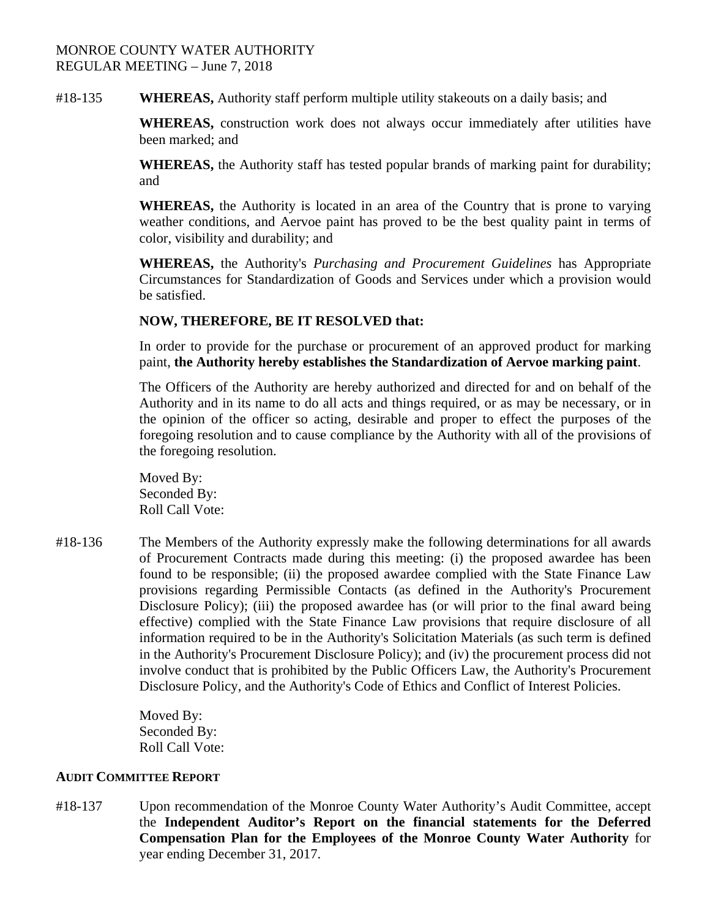#18-135 **WHEREAS,** Authority staff perform multiple utility stakeouts on a daily basis; and

**WHEREAS,** construction work does not always occur immediately after utilities have been marked; and

**WHEREAS,** the Authority staff has tested popular brands of marking paint for durability; and

**WHEREAS,** the Authority is located in an area of the Country that is prone to varying weather conditions, and Aervoe paint has proved to be the best quality paint in terms of color, visibility and durability; and

**WHEREAS,** the Authority's *Purchasing and Procurement Guidelines* has Appropriate Circumstances for Standardization of Goods and Services under which a provision would be satisfied.

**NOW, THEREFORE, BE IT RESOLVED that:**

In order to provide for the purchase or procurement of an approved product for marking paint, **the Authority hereby establishes the Standardization of Aervoe marking paint**.

The Officers of the Authority are hereby authorized and directed for and on behalf of the Authority and in its name to do all acts and things required, or as may be necessary, or in the opinion of the officer so acting, desirable and proper to effect the purposes of the foregoing resolution and to cause compliance by the Authority with all of the provisions of the foregoing resolution.

Moved By:
Seconded By:
Roll Call Vote:

#18-136 The Members of the Authority expressly make the following determinations for all awards of Procurement Contracts made during this meeting: (i) the proposed awardee has been found to be responsible; (ii) the proposed awardee complied with the State Finance Law provisions regarding Permissible Contacts (as defined in the Authority's Procurement Disclosure Policy); (iii) the proposed awardee has (or will prior to the final award being effective) complied with the State Finance Law provisions that require disclosure of all information required to be in the Authority's Solicitation Materials (as such term is defined in the Authority's Procurement Disclosure Policy); and (iv) the procurement process did not involve conduct that is prohibited by the Public Officers Law, the Authority's Procurement Disclosure Policy, and the Authority's Code of Ethics and Conflict of Interest Policies.

Moved By:
Seconded By:
Roll Call Vote:

## AUDIT COMMITTEE REPORT

#18-137 Upon recommendation of the Monroe County Water Authority's Audit Committee, accept the **Independent Auditor's Report on the financial statements for the Deferred Compensation Plan for the Employees of the Monroe County Water Authority** for year ending December 31, 2017.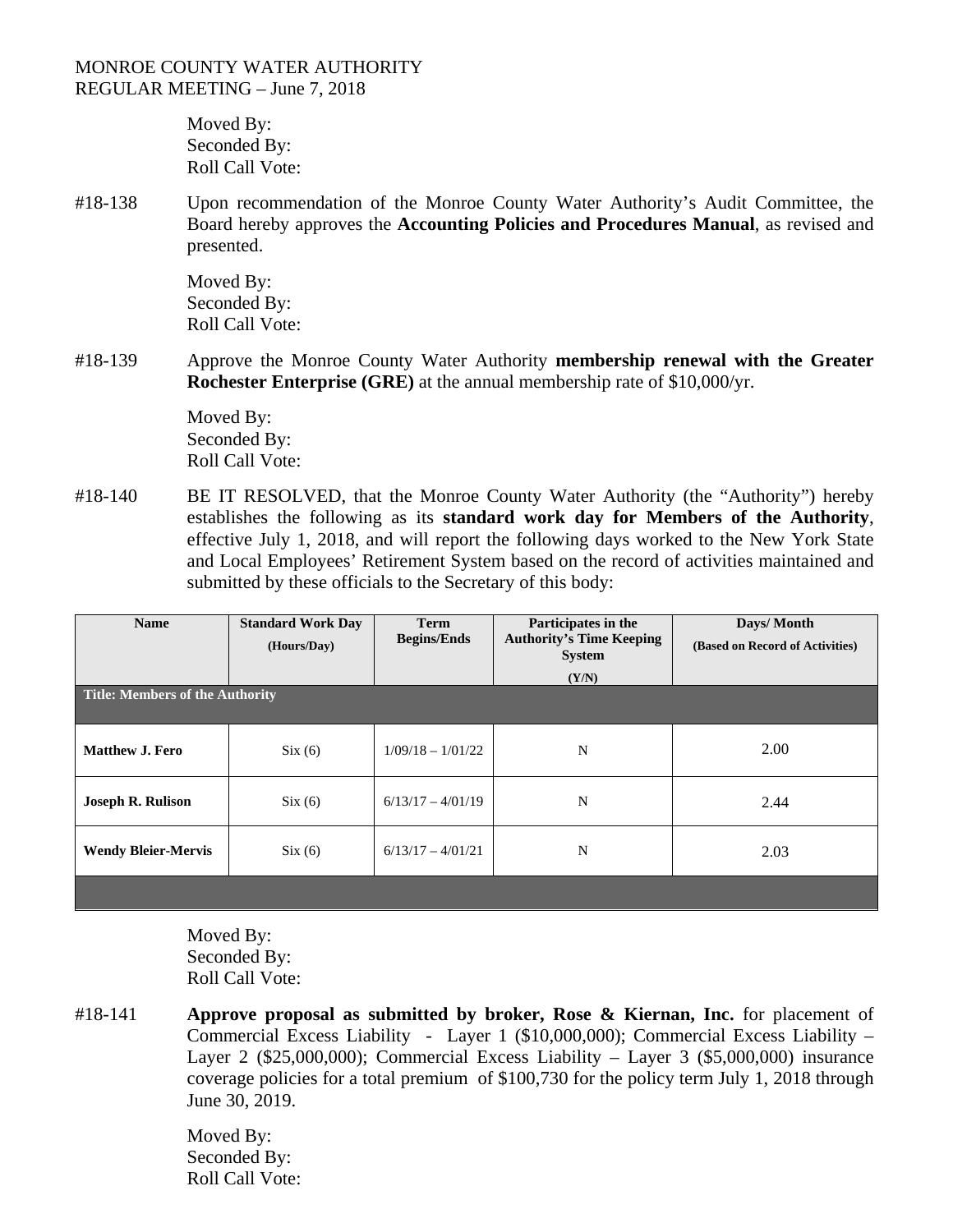Moved By:
Seconded By:
Roll Call Vote:

#18-138 Upon recommendation of the Monroe County Water Authority's Audit Committee, the Board hereby approves the **Accounting Policies and Procedures Manual**, as revised and presented.

Moved By:
Seconded By:
Roll Call Vote:

#18-139 Approve the Monroe County Water Authority **membership renewal with the Greater Rochester Enterprise (GRE)** at the annual membership rate of $10,000/yr.

Moved By:
Seconded By:
Roll Call Vote:

#18-140 BE IT RESOLVED, that the Monroe County Water Authority (the "Authority") hereby establishes the following as its **standard work day for Members of the Authority**, effective July 1, 2018, and will report the following days worked to the New York State and Local Employees' Retirement System based on the record of activities maintained and submitted by these officials to the Secretary of this body:

| Name | Standard Work Day (Hours/Day) | Term Begins/Ends | Participates in the Authority's Time Keeping System (Y/N) | Days/ Month (Based on Record of Activities) |
|---|---|---|---|---|
| **Title: Members of the Authority** | | | | |
| **Matthew J. Fero** | Six (6) | 1/09/18 – 1/01/22 | N | 2.00 |
| **Joseph R. Rulison** | Six (6) | 6/13/17 – 4/01/19 | N | 2.44 |
| **Wendy Bleier-Mervis** | Six (6) | 6/13/17 – 4/01/21 | N | 2.03 |

Moved By:
Seconded By:
Roll Call Vote:

#18-141 **Approve proposal as submitted by broker, Rose & Kiernan, Inc.** for placement of Commercial Excess Liability - Layer 1 ($10,000,000); Commercial Excess Liability – Layer 2 ($25,000,000); Commercial Excess Liability – Layer 3 ($5,000,000) insurance coverage policies for a total premium of $100,730 for the policy term July 1, 2018 through June 30, 2019.

Moved By:
Seconded By:
Roll Call Vote: